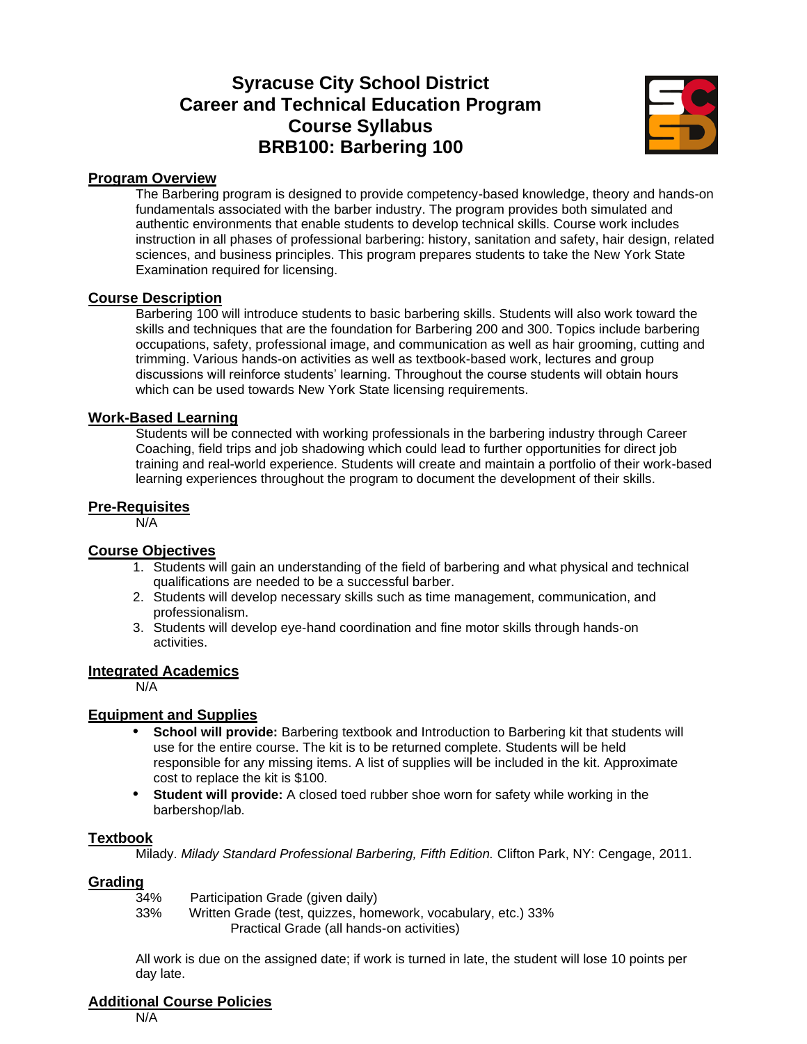# Syracuse City School District
# Career and Technical Education Program
# Course Syllabus
# BRB100: Barbering 100

## Program Overview

The Barbering program is designed to provide competency-based knowledge, theory and hands-on fundamentals associated with the barber industry. The program provides both simulated and authentic environments that enable students to develop technical skills. Course work includes instruction in all phases of professional barbering: history, sanitation and safety, hair design, related sciences, and business principles. This program prepares students to take the New York State Examination required for licensing.

## Course Description

Barbering 100 will introduce students to basic barbering skills. Students will also work toward the skills and techniques that are the foundation for Barbering 200 and 300. Topics include barbering occupations, safety, professional image, and communication as well as hair grooming, cutting and trimming. Various hands-on activities as well as textbook-based work, lectures and group discussions will reinforce students' learning. Throughout the course students will obtain hours which can be used towards New York State licensing requirements.

## Work-Based Learning

Students will be connected with working professionals in the barbering industry through Career Coaching, field trips and job shadowing which could lead to further opportunities for direct job training and real-world experience. Students will create and maintain a portfolio of their work-based learning experiences throughout the program to document the development of their skills.

## Pre-Requisites

N/A

## Course Objectives

1. Students will gain an understanding of the field of barbering and what physical and technical qualifications are needed to be a successful barber.
2. Students will develop necessary skills such as time management, communication, and professionalism.
3. Students will develop eye-hand coordination and fine motor skills through hands-on activities.

## Integrated Academics

N/A

## Equipment and Supplies

- **School will provide:** Barbering textbook and Introduction to Barbering kit that students will use for the entire course. The kit is to be returned complete. Students will be held responsible for any missing items. A list of supplies will be included in the kit. Approximate cost to replace the kit is $100.
- **Student will provide:** A closed toed rubber shoe worn for safety while working in the barbershop/lab.

## Textbook

Milady. *Milady Standard Professional Barbering, Fifth Edition.* Clifton Park, NY: Cengage, 2011.

## Grading

34% Participation Grade (given daily)
33% Written Grade (test, quizzes, homework, vocabulary, etc.) 33%
Practical Grade (all hands-on activities)

All work is due on the assigned date; if work is turned in late, the student will lose 10 points per day late.

## Additional Course Policies

N/A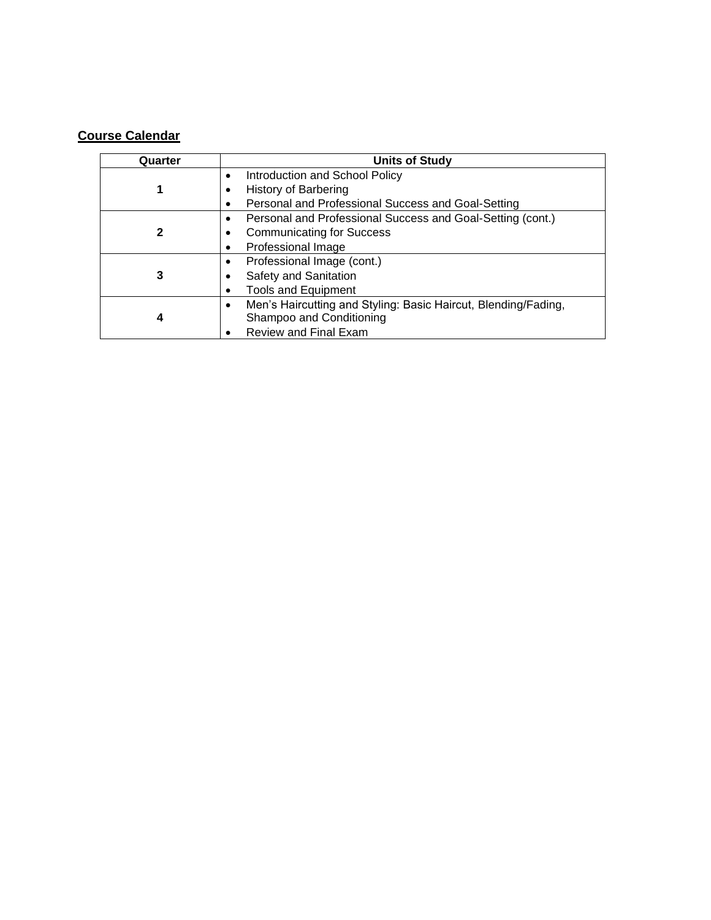## Course Calendar

| Quarter | Units of Study |
| --- | --- |
| 1 | • Introduction and School Policy<br>• History of Barbering<br>• Personal and Professional Success and Goal-Setting |
| 2 | • Personal and Professional Success and Goal-Setting (cont.)<br>• Communicating for Success<br>• Professional Image |
| 3 | • Professional Image (cont.)<br>• Safety and Sanitation<br>• Tools and Equipment |
| 4 | • Men's Haircutting and Styling: Basic Haircut, Blending/Fading, Shampoo and Conditioning<br>• Review and Final Exam |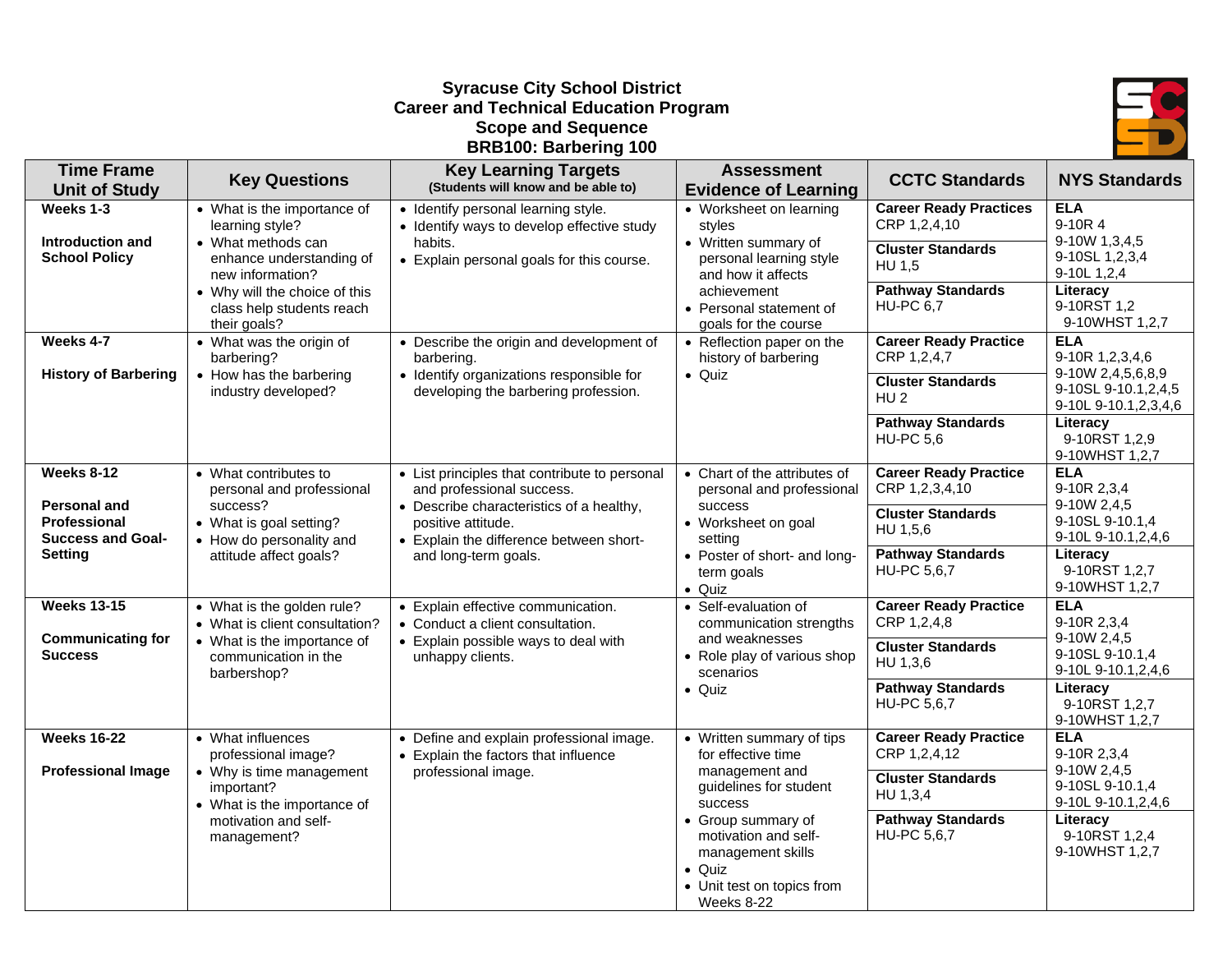**Syracuse City School District**
**Career and Technical Education Program**
**Scope and Sequence**
**BRB100: Barbering 100**

| Time Frame Unit of Study | Key Questions | Key Learning Targets (Students will know and be able to) | Assessment Evidence of Learning | CCTC Standards | NYS Standards |
|---|---|---|---|---|---|
| **Weeks 1-3**<br><br>**Introduction and School Policy** | • What is the importance of learning style?<br>• What methods can enhance understanding of new information?<br>• Why will the choice of this class help students reach their goals? | • Identify personal learning style.<br>• Identify ways to develop effective study habits.<br>• Explain personal goals for this course. | • Worksheet on learning styles<br>• Written summary of personal learning style and how it affects achievement<br>• Personal statement of goals for the course | **Career Ready Practices**<br>CRP 1,2,4,10<br>**Cluster Standards**<br>HU 1,5<br>**Pathway Standards**<br>HU-PC 6,7 | **ELA**<br>9-10R 4<br>9-10W 1,3,4,5<br>9-10SL 1,2,3,4<br>9-10L 1,2,4<br>**Literacy**<br>9-10RST 1,2<br>9-10WHST 1,2,7 |
| **Weeks 4-7**<br><br>**History of Barbering** | • What was the origin of barbering?<br>• How has the barbering industry developed? | • Describe the origin and development of barbering.<br>• Identify organizations responsible for developing the barbering profession. | • Reflection paper on the history of barbering<br>• Quiz | **Career Ready Practice**<br>CRP 1,2,4,7<br>**Cluster Standards**<br>HU 2<br>**Pathway Standards**<br>HU-PC 5,6 | **ELA**<br>9-10R 1,2,3,4,6<br>9-10W 2,4,5,6,8,9<br>9-10SL 9-10.1,2,4,5<br>9-10L 9-10.1,2,3,4,6<br>**Literacy**<br>9-10RST 1,2,9<br>9-10WHST 1,2,7 |
| **Weeks 8-12**<br><br>**Personal and Professional Success and Goal-Setting** | • What contributes to personal and professional success?<br>• What is goal setting?<br>• How do personality and attitude affect goals? | • List principles that contribute to personal and professional success.<br>• Describe characteristics of a healthy, positive attitude.<br>• Explain the difference between short- and long-term goals. | • Chart of the attributes of personal and professional success<br>• Worksheet on goal setting<br>• Poster of short- and long-term goals<br>• Quiz | **Career Ready Practice**<br>CRP 1,2,3,4,10<br>**Cluster Standards**<br>HU 1,5,6<br>**Pathway Standards**<br>HU-PC 5,6,7 | **ELA**<br>9-10R 2,3,4<br>9-10W 2,4,5<br>9-10SL 9-10.1,4<br>9-10L 9-10.1,2,4,6<br>**Literacy**<br>9-10RST 1,2,7<br>9-10WHST 1,2,7 |
| **Weeks 13-15**<br><br>**Communicating for Success** | • What is the golden rule?<br>• What is client consultation?<br>• What is the importance of communication in the barbershop? | • Explain effective communication.<br>• Conduct a client consultation.<br>• Explain possible ways to deal with unhappy clients. | • Self-evaluation of communication strengths and weaknesses<br>• Role play of various shop scenarios<br>• Quiz | **Career Ready Practice**<br>CRP 1,2,4,8<br>**Cluster Standards**<br>HU 1,3,6<br>**Pathway Standards**<br>HU-PC 5,6,7 | **ELA**<br>9-10R 2,3,4<br>9-10W 2,4,5<br>9-10SL 9-10.1,4<br>9-10L 9-10.1,2,4,6<br>**Literacy**<br>9-10RST 1,2,7<br>9-10WHST 1,2,7 |
| **Weeks 16-22**<br><br>**Professional Image** | • What influences professional image?<br>• Why is time management important?<br>• What is the importance of motivation and self-management? | • Define and explain professional image.<br>• Explain the factors that influence professional image. | • Written summary of tips for effective time management and guidelines for student success<br>• Group summary of motivation and self-management skills<br>• Quiz<br>• Unit test on topics from Weeks 8-22 | **Career Ready Practice**<br>CRP 1,2,4,12<br>**Cluster Standards**<br>HU 1,3,4<br>**Pathway Standards**<br>HU-PC 5,6,7 | **ELA**<br>9-10R 2,3,4<br>9-10W 2,4,5<br>9-10SL 9-10.1,4<br>9-10L 9-10.1,2,4,6<br>**Literacy**<br>9-10RST 1,2,4<br>9-10WHST 1,2,7 |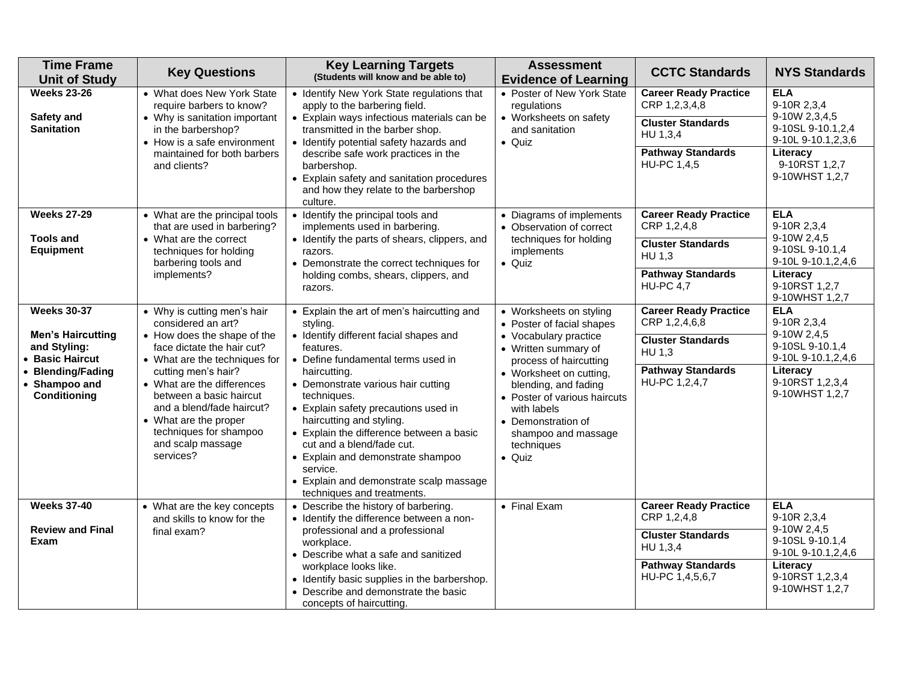| Time Frame Unit of Study | Key Questions | Key Learning Targets (Students will know and be able to) | Assessment Evidence of Learning | CCTC Standards | NYS Standards |
|---|---|---|---|---|---|
| **Weeks 23-26**<br><br>**Safety and Sanitation** | • What does New York State require barbers to know?<br>• Why is sanitation important in the barbershop?<br>• How is a safe environment maintained for both barbers and clients? | • Identify New York State regulations that apply to the barbering field.<br>• Explain ways infectious materials can be transmitted in the barber shop.<br>• Identify potential safety hazards and describe safe work practices in the barbershop.<br>• Explain safety and sanitation procedures and how they relate to the barbershop culture. | • Poster of New York State regulations<br>• Worksheets on safety and sanitation<br>• Quiz | **Career Ready Practice**<br>CRP 1,2,3,4,8<br>**Cluster Standards**<br>HU 1,3,4<br>**Pathway Standards**<br>HU-PC 1,4,5 | **ELA**<br>9-10R 2,3,4<br>9-10W 2,3,4,5<br>9-10SL 9-10.1,2,4<br>9-10L 9-10.1,2,3,6<br>**Literacy**<br>9-10RST 1,2,7<br>9-10WHST 1,2,7 |
| **Weeks 27-29**<br><br>**Tools and Equipment** | • What are the principal tools that are used in barbering?<br>• What are the correct techniques for holding barbering tools and implements? | • Identify the principal tools and implements used in barbering.<br>• Identify the parts of shears, clippers, and razors.<br>• Demonstrate the correct techniques for holding combs, shears, clippers, and razors. | • Diagrams of implements<br>• Observation of correct techniques for holding implements<br>• Quiz | **Career Ready Practice**<br>CRP 1,2,4,8<br>**Cluster Standards**<br>HU 1,3<br>**Pathway Standards**<br>HU-PC 4,7 | **ELA**<br>9-10R 2,3,4<br>9-10W 2,4,5<br>9-10SL 9-10.1,4<br>9-10L 9-10.1,2,4,6<br>**Literacy**<br>9-10RST 1,2,7<br>9-10WHST 1,2,7 |
| **Weeks 30-37**<br><br>**Men's Haircutting and Styling:**<br>• **Basic Haircut**<br>• **Blending/Fading**<br>• **Shampoo and Conditioning** | • Why is cutting men's hair considered an art?<br>• How does the shape of the face dictate the hair cut?<br>• What are the techniques for cutting men's hair?<br>• What are the differences between a basic haircut and a blend/fade haircut?<br>• What are the proper techniques for shampoo and scalp massage services? | • Explain the art of men's haircutting and styling.<br>• Identify different facial shapes and features.<br>• Define fundamental terms used in haircutting.<br>• Demonstrate various hair cutting techniques.<br>• Explain safety precautions used in haircutting and styling.<br>• Explain the difference between a basic cut and a blend/fade cut.<br>• Explain and demonstrate shampoo service.<br>• Explain and demonstrate scalp massage techniques and treatments. | • Worksheets on styling<br>• Poster of facial shapes<br>• Vocabulary practice<br>• Written summary of process of haircutting<br>• Worksheet on cutting, blending, and fading<br>• Poster of various haircuts with labels<br>• Demonstration of shampoo and massage techniques<br>• Quiz | **Career Ready Practice**<br>CRP 1,2,4,6,8<br>**Cluster Standards**<br>HU 1,3<br>**Pathway Standards**<br>HU-PC 1,2,4,7 | **ELA**<br>9-10R 2,3,4<br>9-10W 2,4,5<br>9-10SL 9-10.1,4<br>9-10L 9-10.1,2,4,6<br>**Literacy**<br>9-10RST 1,2,3,4<br>9-10WHST 1,2,7 |
| **Weeks 37-40**<br><br>**Review and Final Exam** | • What are the key concepts and skills to know for the final exam? | • Describe the history of barbering.<br>• Identify the difference between a non-professional and a professional workplace.<br>• Describe what a safe and sanitized workplace looks like.<br>• Identify basic supplies in the barbershop.<br>• Describe and demonstrate the basic concepts of haircutting. | • Final Exam | **Career Ready Practice**<br>CRP 1,2,4,8<br>**Cluster Standards**<br>HU 1,3,4<br>**Pathway Standards**<br>HU-PC 1,4,5,6,7 | **ELA**<br>9-10R 2,3,4<br>9-10W 2,4,5<br>9-10SL 9-10.1,4<br>9-10L 9-10.1,2,4,6<br>**Literacy**<br>9-10RST 1,2,3,4<br>9-10WHST 1,2,7 |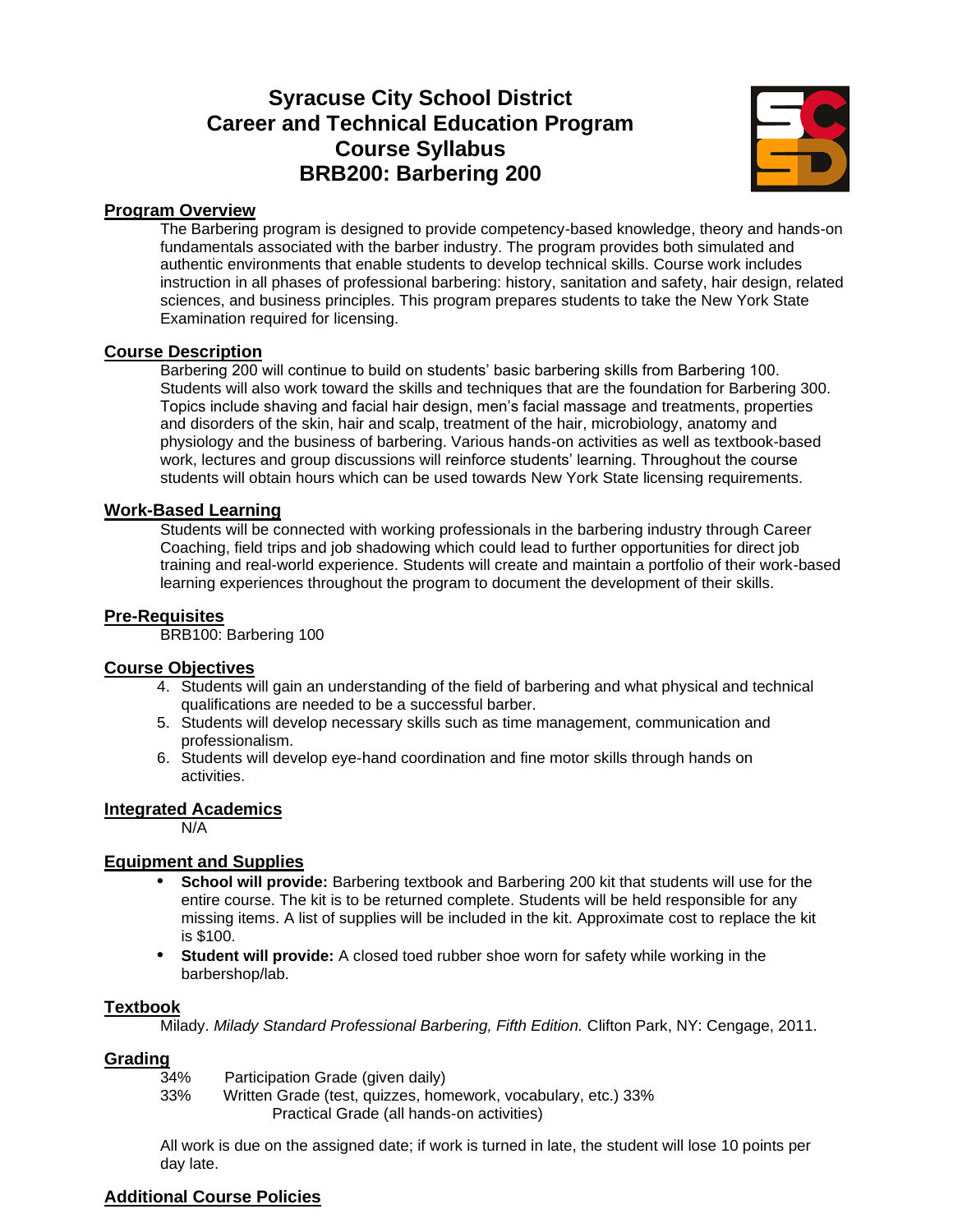# Syracuse City School District
# Career and Technical Education Program
# Course Syllabus
# BRB200: Barbering 200

## Program Overview

The Barbering program is designed to provide competency-based knowledge, theory and hands-on fundamentals associated with the barber industry. The program provides both simulated and authentic environments that enable students to develop technical skills. Course work includes instruction in all phases of professional barbering: history, sanitation and safety, hair design, related sciences, and business principles. This program prepares students to take the New York State Examination required for licensing.

## Course Description

Barbering 200 will continue to build on students' basic barbering skills from Barbering 100. Students will also work toward the skills and techniques that are the foundation for Barbering 300. Topics include shaving and facial hair design, men's facial massage and treatments, properties and disorders of the skin, hair and scalp, treatment of the hair, microbiology, anatomy and physiology and the business of barbering. Various hands-on activities as well as textbook-based work, lectures and group discussions will reinforce students' learning. Throughout the course students will obtain hours which can be used towards New York State licensing requirements.

## Work-Based Learning

Students will be connected with working professionals in the barbering industry through Career Coaching, field trips and job shadowing which could lead to further opportunities for direct job training and real-world experience. Students will create and maintain a portfolio of their work-based learning experiences throughout the program to document the development of their skills.

## Pre-Requisites

BRB100: Barbering 100

## Course Objectives

4. Students will gain an understanding of the field of barbering and what physical and technical qualifications are needed to be a successful barber.
5. Students will develop necessary skills such as time management, communication and professionalism.
6. Students will develop eye-hand coordination and fine motor skills through hands on activities.

## Integrated Academics

N/A

## Equipment and Supplies

- **School will provide:** Barbering textbook and Barbering 200 kit that students will use for the entire course. The kit is to be returned complete. Students will be held responsible for any missing items. A list of supplies will be included in the kit. Approximate cost to replace the kit is $100.
- **Student will provide:** A closed toed rubber shoe worn for safety while working in the barbershop/lab.

## Textbook

Milady. *Milady Standard Professional Barbering, Fifth Edition.* Clifton Park, NY: Cengage, 2011.

## Grading

34% Participation Grade (given daily)
33% Written Grade (test, quizzes, homework, vocabulary, etc.) 33%
Practical Grade (all hands-on activities)

All work is due on the assigned date; if work is turned in late, the student will lose 10 points per day late.

## Additional Course Policies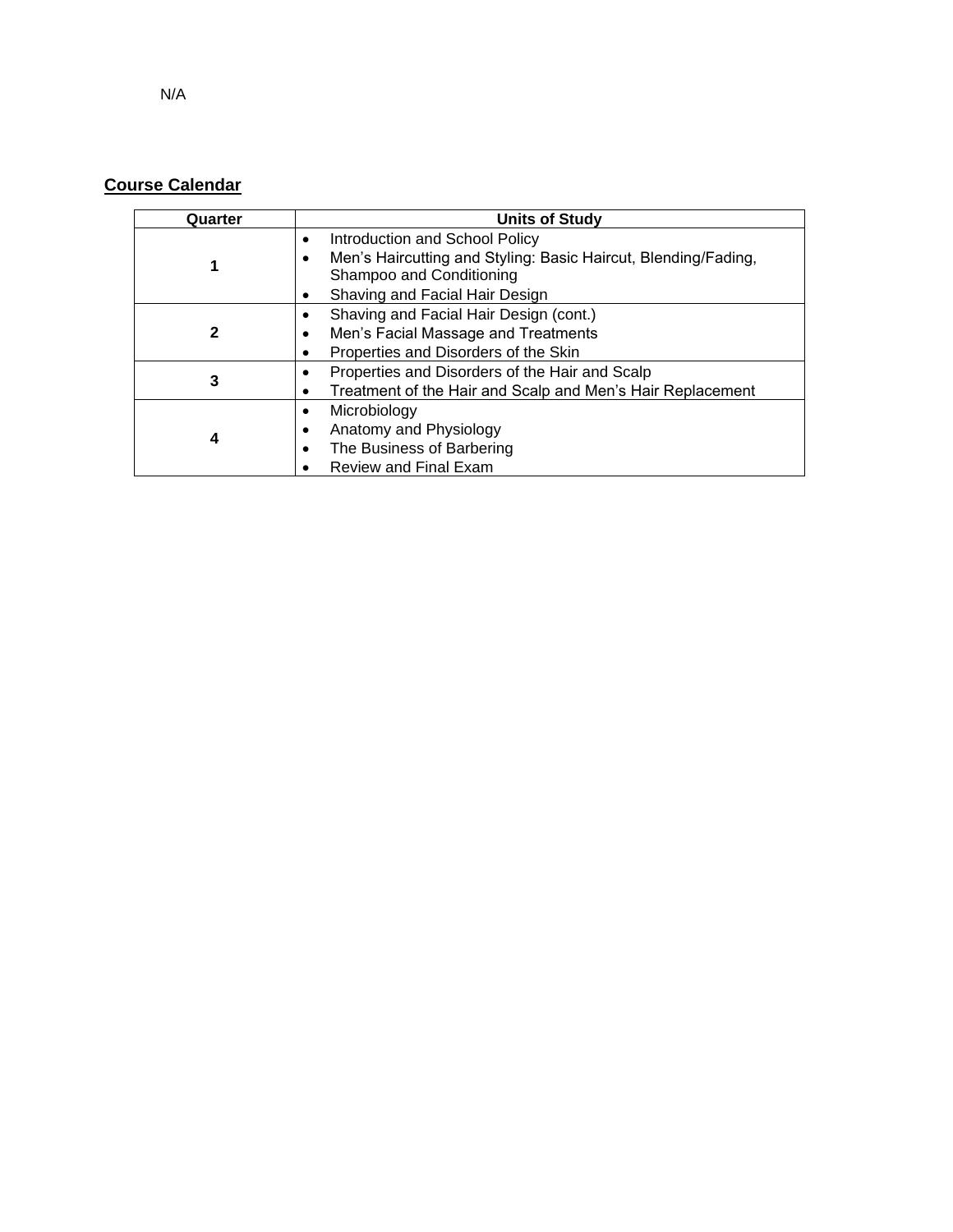N/A

## Course Calendar

| Quarter | Units of Study |
| --- | --- |
| **1** | • Introduction and School Policy<br>• Men's Haircutting and Styling: Basic Haircut, Blending/Fading, Shampoo and Conditioning<br>• Shaving and Facial Hair Design |
| **2** | • Shaving and Facial Hair Design (cont.)<br>• Men's Facial Massage and Treatments<br>• Properties and Disorders of the Skin |
| **3** | • Properties and Disorders of the Hair and Scalp<br>• Treatment of the Hair and Scalp and Men's Hair Replacement |
| **4** | • Microbiology<br>• Anatomy and Physiology<br>• The Business of Barbering<br>• Review and Final Exam |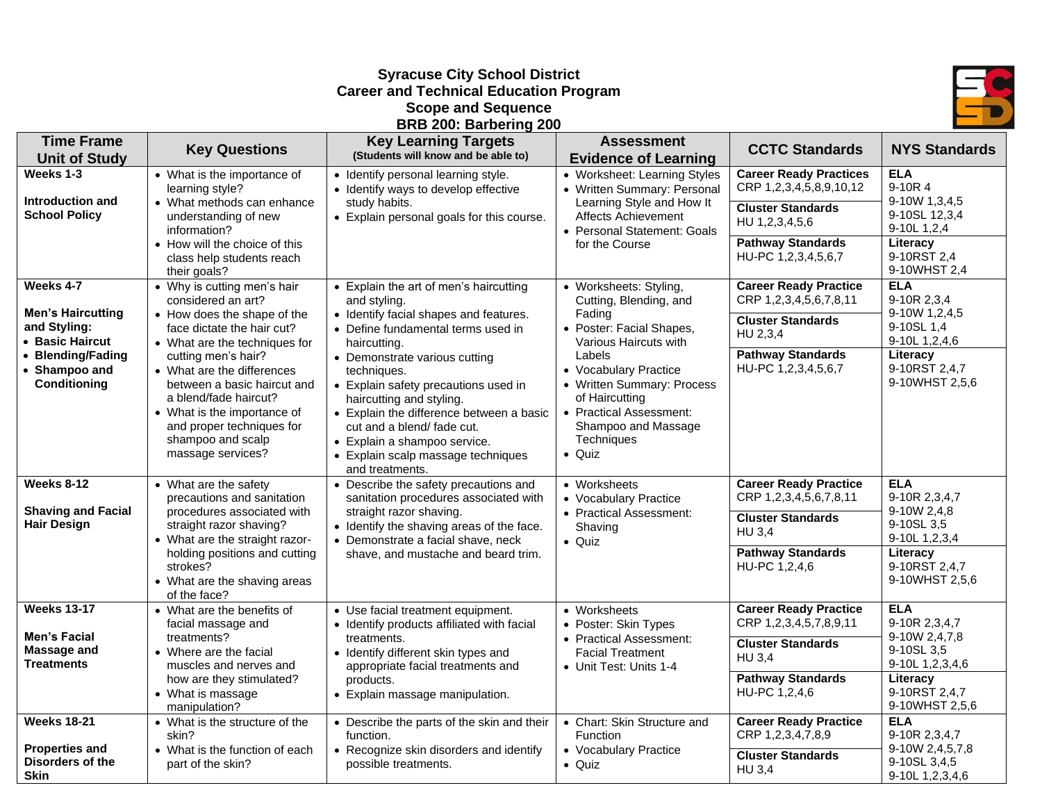**Syracuse City School District**
**Career and Technical Education Program**
**Scope and Sequence**
**BRB 200: Barbering 200**

| Time Frame Unit of Study | Key Questions | Key Learning Targets (Students will know and be able to) | Assessment Evidence of Learning | CCTC Standards | NYS Standards |
|---|---|---|---|---|---|
| **Weeks 1-3**<br><br>**Introduction and School Policy** | • What is the importance of learning style?<br>• What methods can enhance understanding of new information?<br>• How will the choice of this class help students reach their goals? | • Identify personal learning style.<br>• Identify ways to develop effective study habits.<br>• Explain personal goals for this course. | • Worksheet: Learning Styles<br>• Written Summary: Personal Learning Style and How It Affects Achievement<br>• Personal Statement: Goals for the Course | **Career Ready Practices**<br>CRP 1,2,3,4,5,8,9,10,12<br>**Cluster Standards**<br>HU 1,2,3,4,5,6<br>**Pathway Standards**<br>HU-PC 1,2,3,4,5,6,7 | **ELA**<br>9-10R 4<br>9-10W 1,3,4,5<br>9-10SL 12,3,4<br>9-10L 1,2,4<br>**Literacy**<br>9-10RST 2,4<br>9-10WHST 2,4 |
| **Weeks 4-7**<br><br>**Men's Haircutting and Styling:**<br>• **Basic Haircut**<br>• **Blending/Fading**<br>• **Shampoo and Conditioning** | • Why is cutting men's hair considered an art?<br>• How does the shape of the face dictate the hair cut?<br>• What are the techniques for cutting men's hair?<br>• What are the differences between a basic haircut and a blend/fade haircut?<br>• What is the importance of and proper techniques for shampoo and scalp massage services? | • Explain the art of men's haircutting and styling.<br>• Identify facial shapes and features.<br>• Define fundamental terms used in haircutting.<br>• Demonstrate various cutting techniques.<br>• Explain safety precautions used in haircutting and styling.<br>• Explain the difference between a basic cut and a blend/ fade cut.<br>• Explain a shampoo service.<br>• Explain scalp massage techniques and treatments. | • Worksheets: Styling, Cutting, Blending, and Fading<br>• Poster: Facial Shapes, Various Haircuts with Labels<br>• Vocabulary Practice<br>• Written Summary: Process of Haircutting<br>• Practical Assessment: Shampoo and Massage Techniques<br>• Quiz | **Career Ready Practice**<br>CRP 1,2,3,4,5,6,7,8,11<br>**Cluster Standards**<br>HU 2,3,4<br>**Pathway Standards**<br>HU-PC 1,2,3,4,5,6,7 | **ELA**<br>9-10R 2,3,4<br>9-10W 1,2,4,5<br>9-10SL 1,4<br>9-10L 1,2,4,6<br>**Literacy**<br>9-10RST 2,4,7<br>9-10WHST 2,5,6 |
| **Weeks 8-12**<br><br>**Shaving and Facial Hair Design** | • What are the safety precautions and sanitation procedures associated with straight razor shaving?<br>• What are the straight razor-holding positions and cutting strokes?<br>• What are the shaving areas of the face? | • Describe the safety precautions and sanitation procedures associated with straight razor shaving.<br>• Identify the shaving areas of the face.<br>• Demonstrate a facial shave, neck shave, and mustache and beard trim. | • Worksheets<br>• Vocabulary Practice<br>• Practical Assessment: Shaving<br>• Quiz | **Career Ready Practice**<br>CRP 1,2,3,4,5,6,7,8,11<br>**Cluster Standards**<br>HU 3,4<br>**Pathway Standards**<br>HU-PC 1,2,4,6 | **ELA**<br>9-10R 2,3,4,7<br>9-10W 2,4,8<br>9-10SL 3,5<br>9-10L 1,2,3,4<br>**Literacy**<br>9-10RST 2,4,7<br>9-10WHST 2,5,6 |
| **Weeks 13-17**<br><br>**Men's Facial Massage and Treatments** | • What are the benefits of facial massage and treatments?<br>• Where are the facial muscles and nerves and how are they stimulated?<br>• What is massage manipulation? | • Use facial treatment equipment.<br>• Identify products affiliated with facial treatments.<br>• Identify different skin types and appropriate facial treatments and products.<br>• Explain massage manipulation. | • Worksheets<br>• Poster: Skin Types<br>• Practical Assessment: Facial Treatment<br>• Unit Test: Units 1-4 | **Career Ready Practice**<br>CRP 1,2,3,4,5,7,8,9,11<br>**Cluster Standards**<br>HU 3,4<br>**Pathway Standards**<br>HU-PC 1,2,4,6 | **ELA**<br>9-10R 2,3,4,7<br>9-10W 2,4,7,8<br>9-10SL 3,5<br>9-10L 1,2,3,4,6<br>**Literacy**<br>9-10RST 2,4,7<br>9-10WHST 2,5,6 |
| **Weeks 18-21**<br><br>**Properties and Disorders of the Skin** | • What is the structure of the skin?<br>• What is the function of each part of the skin? | • Describe the parts of the skin and their function.<br>• Recognize skin disorders and identify possible treatments. | • Chart: Skin Structure and Function<br>• Vocabulary Practice<br>• Quiz | **Career Ready Practice**<br>CRP 1,2,3,4,7,8,9<br>**Cluster Standards**<br>HU 3,4 | **ELA**<br>9-10R 2,3,4,7<br>9-10W 2,4,5,7,8<br>9-10SL 3,4,5<br>9-10L 1,2,3,4,6 |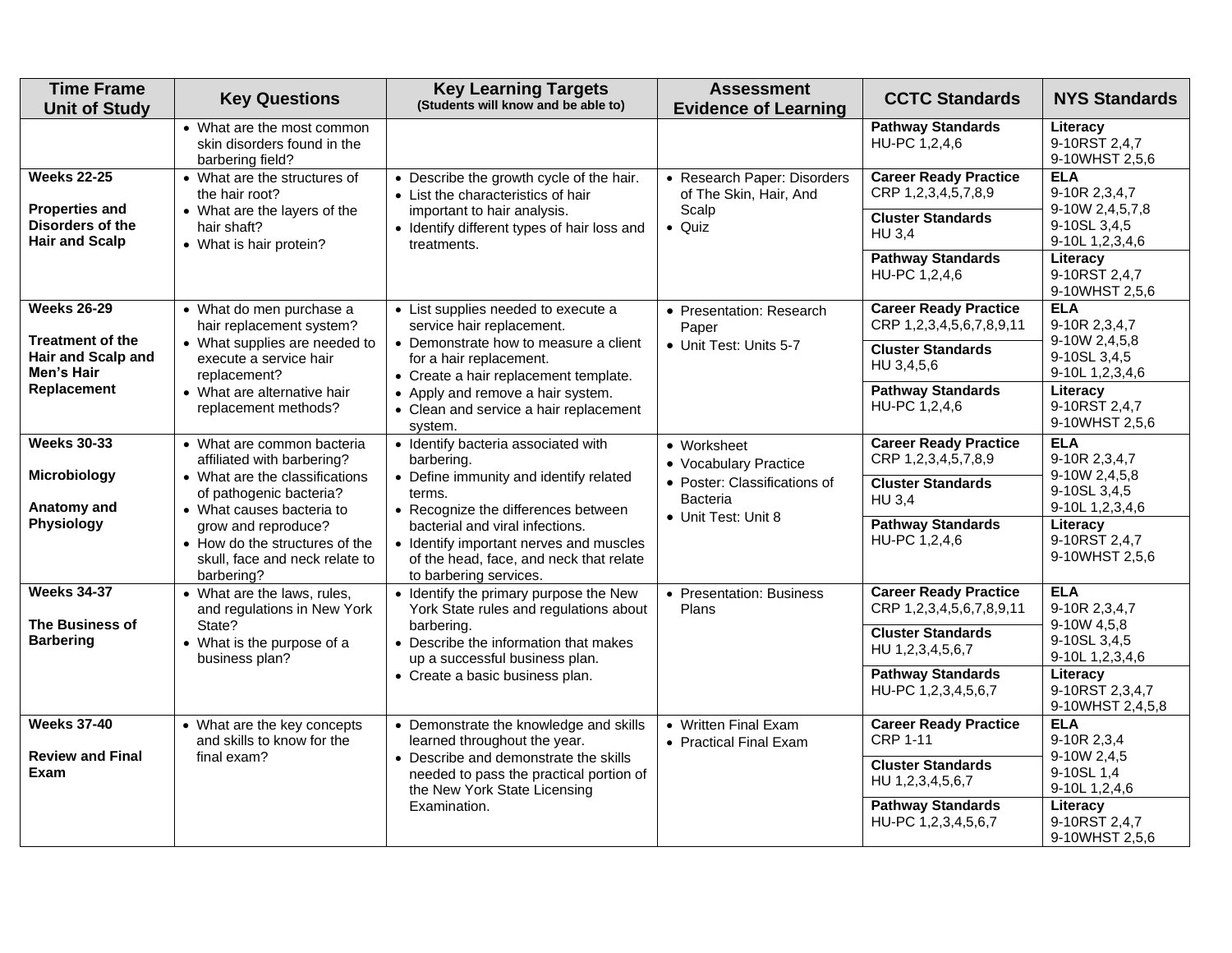| Time Frame Unit of Study | Key Questions | Key Learning Targets (Students will know and be able to) | Assessment Evidence of Learning | CCTC Standards | NYS Standards |
|---|---|---|---|---|---|
| | • What are the most common skin disorders found in the barbering field? | | | **Pathway Standards** HU-PC 1,2,4,6 | **Literacy** 9-10RST 2,4,7 9-10WHST 2,5,6 |
| **Weeks 22-25** **Properties and Disorders of the Hair and Scalp** | • What are the structures of the hair root? • What are the layers of the hair shaft? • What is hair protein? | • Describe the growth cycle of the hair. • List the characteristics of hair important to hair analysis. • Identify different types of hair loss and treatments. | • Research Paper: Disorders of The Skin, Hair, And Scalp • Quiz | **Career Ready Practice** CRP 1,2,3,4,5,7,8,9 **Cluster Standards** HU 3,4 **Pathway Standards** HU-PC 1,2,4,6 | **ELA** 9-10R 2,3,4,7 9-10W 2,4,5,7,8 9-10SL 3,4,5 9-10L 1,2,3,4,6 **Literacy** 9-10RST 2,4,7 9-10WHST 2,5,6 |
| **Weeks 26-29** **Treatment of the Hair and Scalp and Men's Hair Replacement** | • What do men purchase a hair replacement system? • What supplies are needed to execute a service hair replacement? • What are alternative hair replacement methods? | • List supplies needed to execute a service hair replacement. • Demonstrate how to measure a client for a hair replacement. • Create a hair replacement template. • Apply and remove a hair system. • Clean and service a hair replacement system. | • Presentation: Research Paper • Unit Test: Units 5-7 | **Career Ready Practice** CRP 1,2,3,4,5,6,7,8,9,11 **Cluster Standards** HU 3,4,5,6 **Pathway Standards** HU-PC 1,2,4,6 | **ELA** 9-10R 2,3,4,7 9-10W 2,4,5,8 9-10SL 3,4,5 9-10L 1,2,3,4,6 **Literacy** 9-10RST 2,4,7 9-10WHST 2,5,6 |
| **Weeks 30-33** **Microbiology** **Anatomy and Physiology** | • What are common bacteria affiliated with barbering? • What are the classifications of pathogenic bacteria? • What causes bacteria to grow and reproduce? • How do the structures of the skull, face and neck relate to barbering? | • Identify bacteria associated with barbering. • Define immunity and identify related terms. • Recognize the differences between bacterial and viral infections. • Identify important nerves and muscles of the head, face, and neck that relate to barbering services. | • Worksheet • Vocabulary Practice • Poster: Classifications of Bacteria • Unit Test: Unit 8 | **Career Ready Practice** CRP 1,2,3,4,5,7,8,9 **Cluster Standards** HU 3,4 **Pathway Standards** HU-PC 1,2,4,6 | **ELA** 9-10R 2,3,4,7 9-10W 2,4,5,8 9-10SL 3,4,5 9-10L 1,2,3,4,6 **Literacy** 9-10RST 2,4,7 9-10WHST 2,5,6 |
| **Weeks 34-37** **The Business of Barbering** | • What are the laws, rules, and regulations in New York State? • What is the purpose of a business plan? | • Identify the primary purpose the New York State rules and regulations about barbering. • Describe the information that makes up a successful business plan. • Create a basic business plan. | • Presentation: Business Plans | **Career Ready Practice** CRP 1,2,3,4,5,6,7,8,9,11 **Cluster Standards** HU 1,2,3,4,5,6,7 **Pathway Standards** HU-PC 1,2,3,4,5,6,7 | **ELA** 9-10R 2,3,4,7 9-10W 4,5,8 9-10SL 3,4,5 9-10L 1,2,3,4,6 **Literacy** 9-10RST 2,3,4,7 9-10WHST 2,4,5,8 |
| **Weeks 37-40** **Review and Final Exam** | • What are the key concepts and skills to know for the final exam? | • Demonstrate the knowledge and skills learned throughout the year. • Describe and demonstrate the skills needed to pass the practical portion of the New York State Licensing Examination. | • Written Final Exam • Practical Final Exam | **Career Ready Practice** CRP 1-11 **Cluster Standards** HU 1,2,3,4,5,6,7 **Pathway Standards** HU-PC 1,2,3,4,5,6,7 | **ELA** 9-10R 2,3,4 9-10W 2,4,5 9-10SL 1,4 9-10L 1,2,4,6 **Literacy** 9-10RST 2,4,7 9-10WHST 2,5,6 |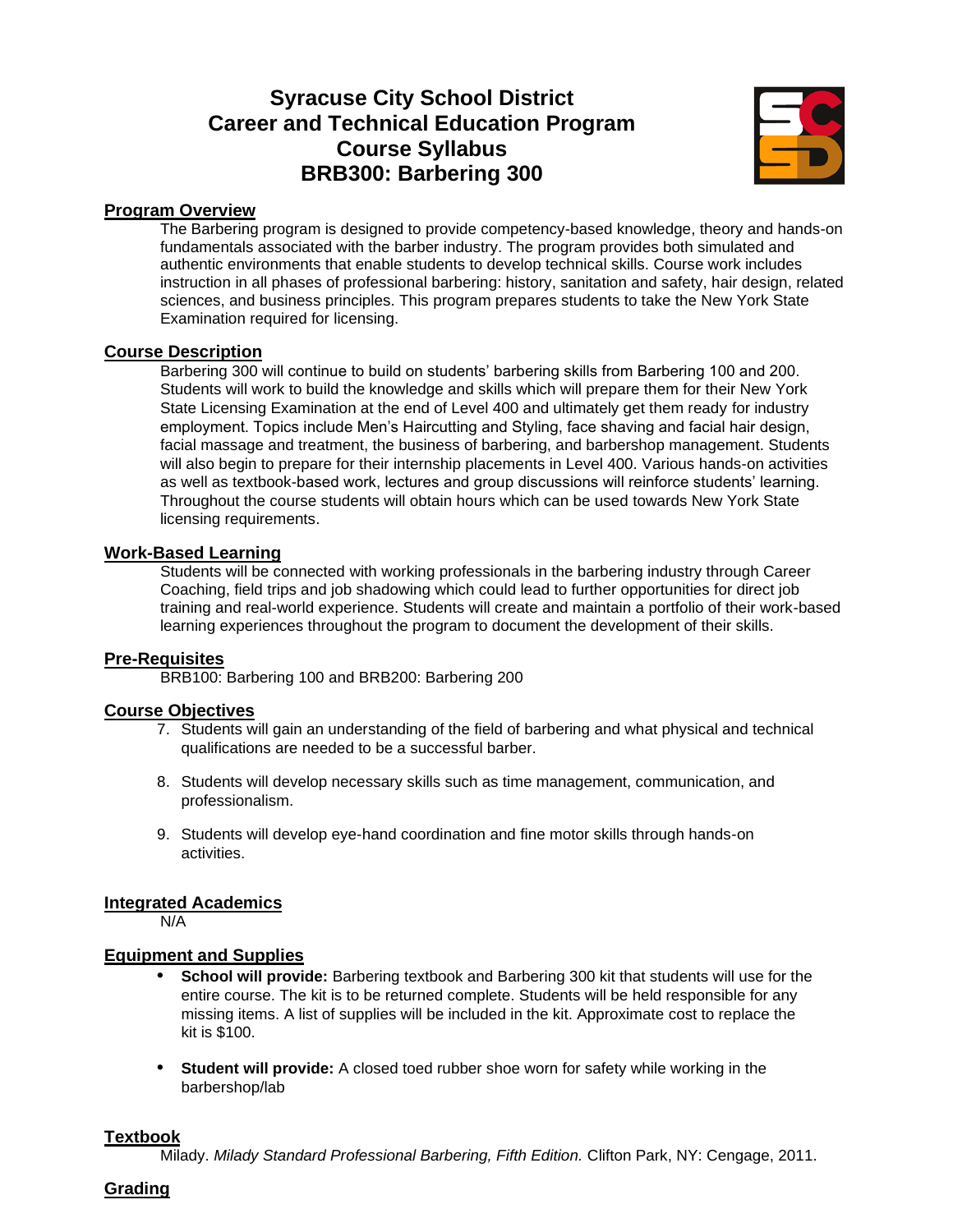# Syracuse City School District
# Career and Technical Education Program
# Course Syllabus
# BRB300: Barbering 300

## Program Overview

The Barbering program is designed to provide competency-based knowledge, theory and hands-on fundamentals associated with the barber industry. The program provides both simulated and authentic environments that enable students to develop technical skills. Course work includes instruction in all phases of professional barbering: history, sanitation and safety, hair design, related sciences, and business principles. This program prepares students to take the New York State Examination required for licensing.

## Course Description

Barbering 300 will continue to build on students' barbering skills from Barbering 100 and 200. Students will work to build the knowledge and skills which will prepare them for their New York State Licensing Examination at the end of Level 400 and ultimately get them ready for industry employment. Topics include Men's Haircutting and Styling, face shaving and facial hair design, facial massage and treatment, the business of barbering, and barbershop management. Students will also begin to prepare for their internship placements in Level 400. Various hands-on activities as well as textbook-based work, lectures and group discussions will reinforce students' learning. Throughout the course students will obtain hours which can be used towards New York State licensing requirements.

## Work-Based Learning

Students will be connected with working professionals in the barbering industry through Career Coaching, field trips and job shadowing which could lead to further opportunities for direct job training and real-world experience. Students will create and maintain a portfolio of their work-based learning experiences throughout the program to document the development of their skills.

## Pre-Requisites

BRB100: Barbering 100 and BRB200: Barbering 200

## Course Objectives

7. Students will gain an understanding of the field of barbering and what physical and technical qualifications are needed to be a successful barber.

8. Students will develop necessary skills such as time management, communication, and professionalism.

9. Students will develop eye-hand coordination and fine motor skills through hands-on activities.

## Integrated Academics

N/A

## Equipment and Supplies

- **School will provide:** Barbering textbook and Barbering 300 kit that students will use for the entire course. The kit is to be returned complete. Students will be held responsible for any missing items. A list of supplies will be included in the kit. Approximate cost to replace the kit is $100.

- **Student will provide:** A closed toed rubber shoe worn for safety while working in the barbershop/lab

## Textbook

Milady. *Milady Standard Professional Barbering, Fifth Edition.* Clifton Park, NY: Cengage, 2011.

## Grading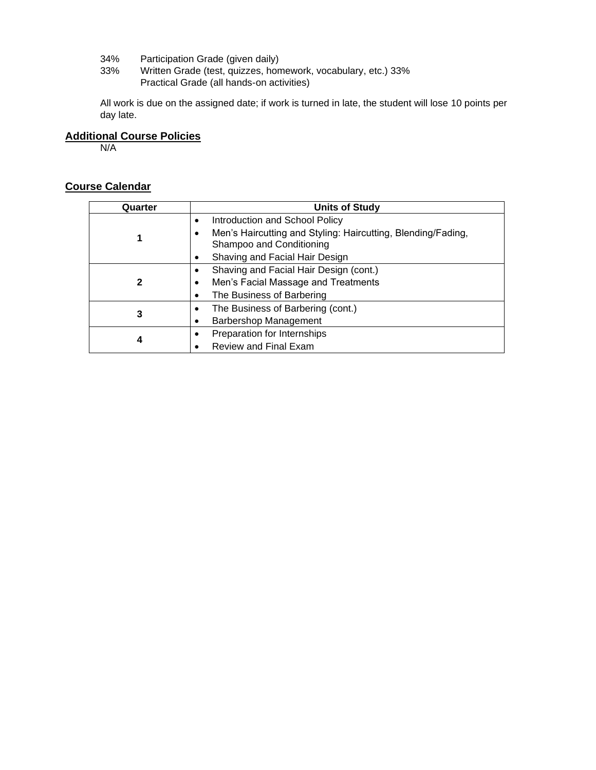34% Participation Grade (given daily)
33% Written Grade (test, quizzes, homework, vocabulary, etc.) 33%
Practical Grade (all hands-on activities)

All work is due on the assigned date; if work is turned in late, the student will lose 10 points per day late.

## Additional Course Policies

N/A

## Course Calendar

| Quarter | Units of Study |
|---|---|
| 1 | • Introduction and School Policy<br>• Men's Haircutting and Styling: Haircutting, Blending/Fading, Shampoo and Conditioning<br>• Shaving and Facial Hair Design |
| 2 | • Shaving and Facial Hair Design (cont.)<br>• Men's Facial Massage and Treatments<br>• The Business of Barbering |
| 3 | • The Business of Barbering (cont.)<br>• Barbershop Management |
| 4 | • Preparation for Internships<br>• Review and Final Exam |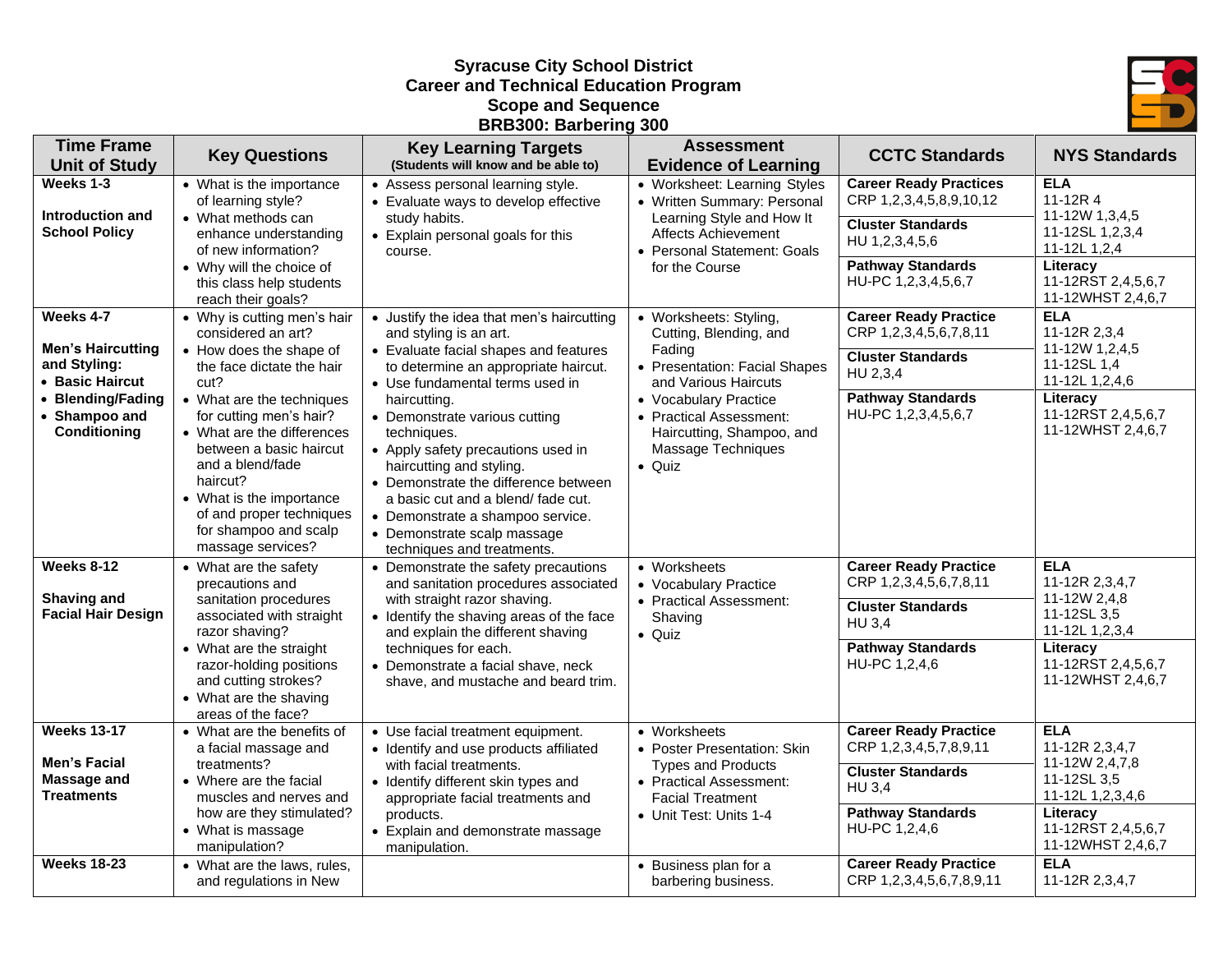**Syracuse City School District**
**Career and Technical Education Program**
**Scope and Sequence**
**BRB300: Barbering 300**

| Time Frame Unit of Study | Key Questions | Key Learning Targets (Students will know and be able to) | Assessment Evidence of Learning | CCTC Standards | NYS Standards |
|---|---|---|---|---|---|
| **Weeks 1-3**<br><br>**Introduction and School Policy** | • What is the importance of learning style?<br>• What methods can enhance understanding of new information?<br>• Why will the choice of this class help students reach their goals? | • Assess personal learning style.<br>• Evaluate ways to develop effective study habits.<br>• Explain personal goals for this course. | • Worksheet: Learning Styles<br>• Written Summary: Personal Learning Style and How It Affects Achievement<br>• Personal Statement: Goals for the Course | **Career Ready Practices**<br>CRP 1,2,3,4,5,8,9,10,12<br>**Cluster Standards**<br>HU 1,2,3,4,5,6<br>**Pathway Standards**<br>HU-PC 1,2,3,4,5,6,7 | **ELA**<br>11-12R 4<br>11-12W 1,3,4,5<br>11-12SL 1,2,3,4<br>11-12L 1,2,4<br>**Literacy**<br>11-12RST 2,4,5,6,7<br>11-12WHST 2,4,6,7 |
| **Weeks 4-7**<br><br>**Men's Haircutting and Styling:**<br>• **Basic Haircut**<br>• **Blending/Fading**<br>• **Shampoo and Conditioning** | • Why is cutting men's hair considered an art?<br>• How does the shape of the face dictate the hair cut?<br>• What are the techniques for cutting men's hair?<br>• What are the differences between a basic haircut and a blend/fade haircut?<br>• What is the importance of and proper techniques for shampoo and scalp massage services? | • Justify the idea that men's haircutting and styling is an art.<br>• Evaluate facial shapes and features to determine an appropriate haircut.<br>• Use fundamental terms used in haircutting.<br>• Demonstrate various cutting techniques.<br>• Apply safety precautions used in haircutting and styling.<br>• Demonstrate the difference between a basic cut and a blend/ fade cut.<br>• Demonstrate a shampoo service.<br>• Demonstrate scalp massage techniques and treatments. | • Worksheets: Styling, Cutting, Blending, and Fading<br>• Presentation: Facial Shapes and Various Haircuts<br>• Vocabulary Practice<br>• Practical Assessment: Haircutting, Shampoo, and Massage Techniques<br>• Quiz | **Career Ready Practice**<br>CRP 1,2,3,4,5,6,7,8,11<br>**Cluster Standards**<br>HU 2,3,4<br>**Pathway Standards**<br>HU-PC 1,2,3,4,5,6,7 | **ELA**<br>11-12R 2,3,4<br>11-12W 1,2,4,5<br>11-12SL 1,4<br>11-12L 1,2,4,6<br>**Literacy**<br>11-12RST 2,4,5,6,7<br>11-12WHST 2,4,6,7 |
| **Weeks 8-12**<br><br>**Shaving and Facial Hair Design** | • What are the safety precautions and sanitation procedures associated with straight razor shaving?<br>• What are the straight razor-holding positions and cutting strokes?<br>• What are the shaving areas of the face? | • Demonstrate the safety precautions and sanitation procedures associated with straight razor shaving.<br>• Identify the shaving areas of the face and explain the different shaving techniques for each.<br>• Demonstrate a facial shave, neck shave, and mustache and beard trim. | • Worksheets<br>• Vocabulary Practice<br>• Practical Assessment: Shaving<br>• Quiz | **Career Ready Practice**<br>CRP 1,2,3,4,5,6,7,8,11<br>**Cluster Standards**<br>HU 3,4<br>**Pathway Standards**<br>HU-PC 1,2,4,6 | **ELA**<br>11-12R 2,3,4,7<br>11-12W 2,4,8<br>11-12SL 3,5<br>11-12L 1,2,3,4<br>**Literacy**<br>11-12RST 2,4,5,6,7<br>11-12WHST 2,4,6,7 |
| **Weeks 13-17**<br><br>**Men's Facial Massage and Treatments** | • What are the benefits of a facial massage and treatments?<br>• Where are the facial muscles and nerves and how are they stimulated?<br>• What is massage manipulation? | • Use facial treatment equipment.<br>• Identify and use products affiliated with facial treatments.<br>• Identify different skin types and appropriate facial treatments and products.<br>• Explain and demonstrate massage manipulation. | • Worksheets<br>• Poster Presentation: Skin Types and Products<br>• Practical Assessment: Facial Treatment<br>• Unit Test: Units 1-4 | **Career Ready Practice**<br>CRP 1,2,3,4,5,7,8,9,11<br>**Cluster Standards**<br>HU 3,4<br>**Pathway Standards**<br>HU-PC 1,2,4,6 | **ELA**<br>11-12R 2,3,4,7<br>11-12W 2,4,7,8<br>11-12SL 3,5<br>11-12L 1,2,3,4,6<br>**Literacy**<br>11-12RST 2,4,5,6,7<br>11-12WHST 2,4,6,7 |
| **Weeks 18-23** | • What are the laws, rules, and regulations in New | | • Business plan for a barbering business. | **Career Ready Practice**<br>CRP 1,2,3,4,5,6,7,8,9,11 | **ELA**<br>11-12R 2,3,4,7 |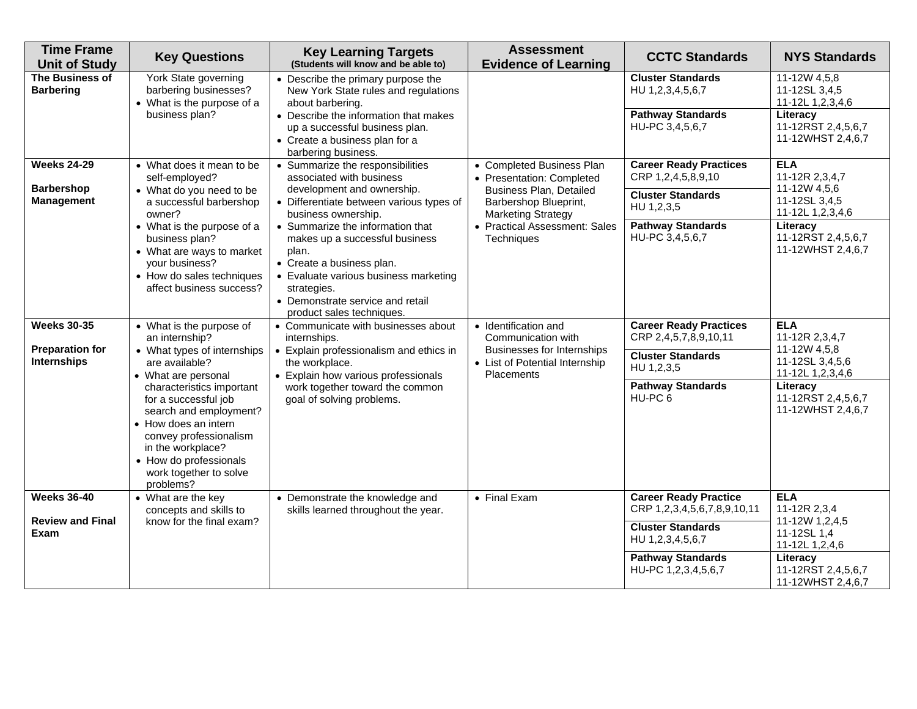| Time Frame Unit of Study | Key Questions | Key Learning Targets (Students will know and be able to) | Assessment Evidence of Learning | CCTC Standards | NYS Standards |
|---|---|---|---|---|---|
| **The Business of Barbering** | York State governing barbering businesses?<br>• What is the purpose of a business plan? | • Describe the primary purpose the New York State rules and regulations about barbering.<br>• Describe the information that makes up a successful business plan.<br>• Create a business plan for a barbering business. | | **Cluster Standards**<br>HU 1,2,3,4,5,6,7<br>**Pathway Standards**<br>HU-PC 3,4,5,6,7 | 11-12W 4,5,8<br>11-12SL 3,4,5<br>11-12L 1,2,3,4,6<br>**Literacy**<br>11-12RST 2,4,5,6,7<br>11-12WHST 2,4,6,7 |
| **Weeks 24-29**<br><br>**Barbershop Management** | • What does it mean to be self-employed?<br>• What do you need to be a successful barbershop owner?<br>• What is the purpose of a business plan?<br>• What are ways to market your business?<br>• How do sales techniques affect business success? | • Summarize the responsibilities associated with business development and ownership.<br>• Differentiate between various types of business ownership.<br>• Summarize the information that makes up a successful business plan.<br>• Create a business plan.<br>• Evaluate various business marketing strategies.<br>• Demonstrate service and retail product sales techniques. | • Completed Business Plan<br>• Presentation: Completed Business Plan, Detailed Barbershop Blueprint, Marketing Strategy<br>• Practical Assessment: Sales Techniques | **Career Ready Practices**<br>CRP 1,2,4,5,8,9,10<br>**Cluster Standards**<br>HU 1,2,3,5<br>**Pathway Standards**<br>HU-PC 3,4,5,6,7 | **ELA**<br>11-12R 2,3,4,7<br>11-12W 4,5,6<br>11-12SL 3,4,5<br>11-12L 1,2,3,4,6<br>**Literacy**<br>11-12RST 2,4,5,6,7<br>11-12WHST 2,4,6,7 |
| **Weeks 30-35**<br><br>**Preparation for Internships** | • What is the purpose of an internship?<br>• What types of internships are available?<br>• What are personal characteristics important for a successful job search and employment?<br>• How does an intern convey professionalism in the workplace?<br>• How do professionals work together to solve problems? | • Communicate with businesses about internships.<br>• Explain professionalism and ethics in the workplace.<br>• Explain how various professionals work together toward the common goal of solving problems. | • Identification and Communication with Businesses for Internships<br>• List of Potential Internship Placements | **Career Ready Practices**<br>CRP 2,4,5,7,8,9,10,11<br>**Cluster Standards**<br>HU 1,2,3,5<br>**Pathway Standards**<br>HU-PC 6 | **ELA**<br>11-12R 2,3,4,7<br>11-12W 4,5,8<br>11-12SL 3,4,5,6<br>11-12L 1,2,3,4,6<br>**Literacy**<br>11-12RST 2,4,5,6,7<br>11-12WHST 2,4,6,7 |
| **Weeks 36-40**<br><br>**Review and Final Exam** | • What are the key concepts and skills to know for the final exam? | • Demonstrate the knowledge and skills learned throughout the year. | • Final Exam | **Career Ready Practice**<br>CRP 1,2,3,4,5,6,7,8,9,10,11<br>**Cluster Standards**<br>HU 1,2,3,4,5,6,7<br>**Pathway Standards**<br>HU-PC 1,2,3,4,5,6,7 | **ELA**<br>11-12R 2,3,4<br>11-12W 1,2,4,5<br>11-12SL 1,4<br>11-12L 1,2,4,6<br>**Literacy**<br>11-12RST 2,4,5,6,7<br>11-12WHST 2,4,6,7 |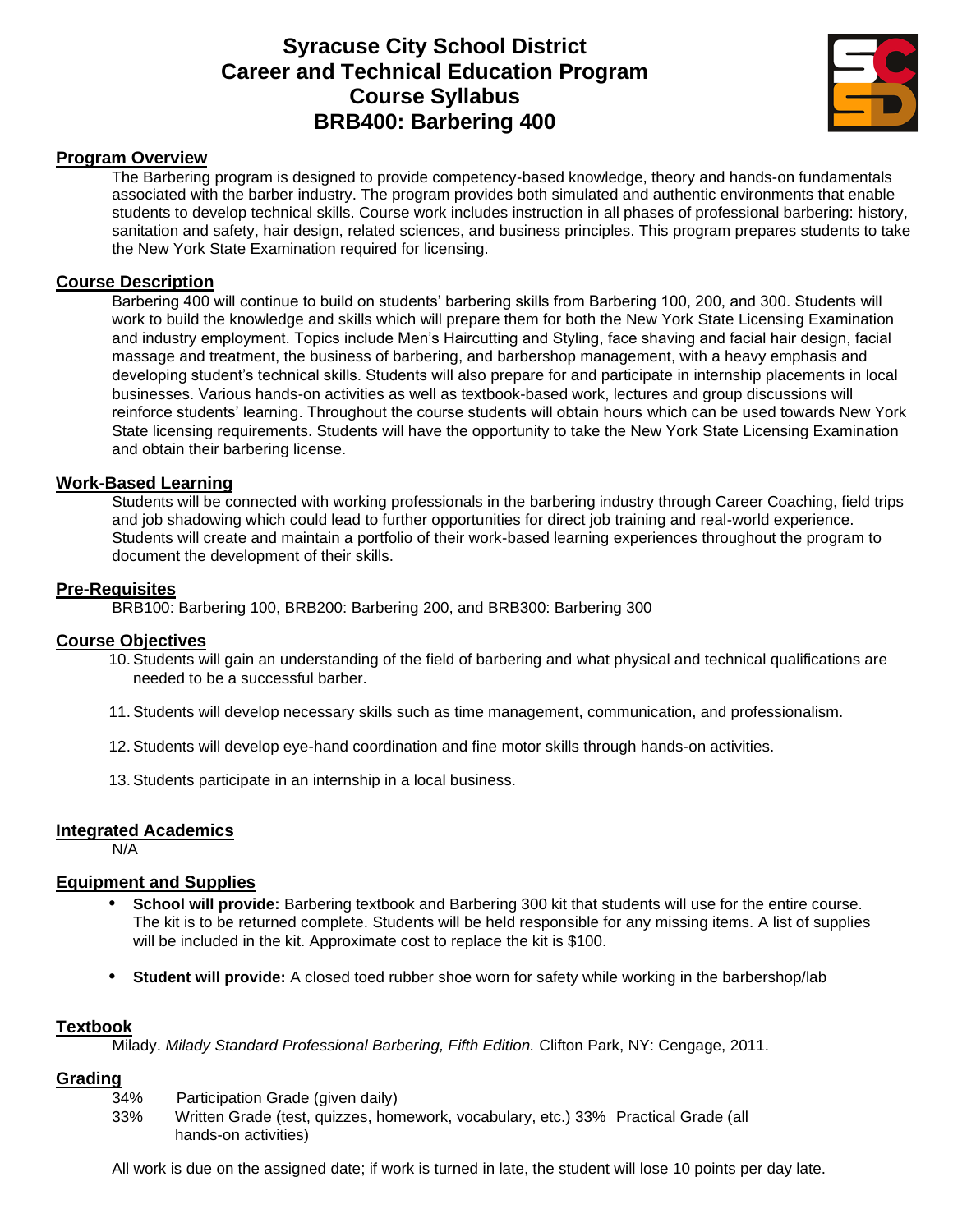# Syracuse City School District
# Career and Technical Education Program
# Course Syllabus
# BRB400: Barbering 400

## Program Overview

The Barbering program is designed to provide competency-based knowledge, theory and hands-on fundamentals associated with the barber industry. The program provides both simulated and authentic environments that enable students to develop technical skills. Course work includes instruction in all phases of professional barbering: history, sanitation and safety, hair design, related sciences, and business principles. This program prepares students to take the New York State Examination required for licensing.

## Course Description

Barbering 400 will continue to build on students' barbering skills from Barbering 100, 200, and 300. Students will work to build the knowledge and skills which will prepare them for both the New York State Licensing Examination and industry employment. Topics include Men's Haircutting and Styling, face shaving and facial hair design, facial massage and treatment, the business of barbering, and barbershop management, with a heavy emphasis and developing student's technical skills. Students will also prepare for and participate in internship placements in local businesses. Various hands-on activities as well as textbook-based work, lectures and group discussions will reinforce students' learning. Throughout the course students will obtain hours which can be used towards New York State licensing requirements. Students will have the opportunity to take the New York State Licensing Examination and obtain their barbering license.

## Work-Based Learning

Students will be connected with working professionals in the barbering industry through Career Coaching, field trips and job shadowing which could lead to further opportunities for direct job training and real-world experience. Students will create and maintain a portfolio of their work-based learning experiences throughout the program to document the development of their skills.

## Pre-Requisites

BRB100: Barbering 100, BRB200: Barbering 200, and BRB300: Barbering 300

## Course Objectives

10. Students will gain an understanding of the field of barbering and what physical and technical qualifications are needed to be a successful barber.
11. Students will develop necessary skills such as time management, communication, and professionalism.
12. Students will develop eye-hand coordination and fine motor skills through hands-on activities.
13. Students participate in an internship in a local business.

## Integrated Academics

N/A

## Equipment and Supplies

- **School will provide:** Barbering textbook and Barbering 300 kit that students will use for the entire course. The kit is to be returned complete. Students will be held responsible for any missing items. A list of supplies will be included in the kit. Approximate cost to replace the kit is $100.
- **Student will provide:** A closed toed rubber shoe worn for safety while working in the barbershop/lab

## Textbook

Milady. *Milady Standard Professional Barbering, Fifth Edition.* Clifton Park, NY: Cengage, 2011.

## Grading

34% Participation Grade (given daily)
33% Written Grade (test, quizzes, homework, vocabulary, etc.) 33% Practical Grade (all hands-on activities)

All work is due on the assigned date; if work is turned in late, the student will lose 10 points per day late.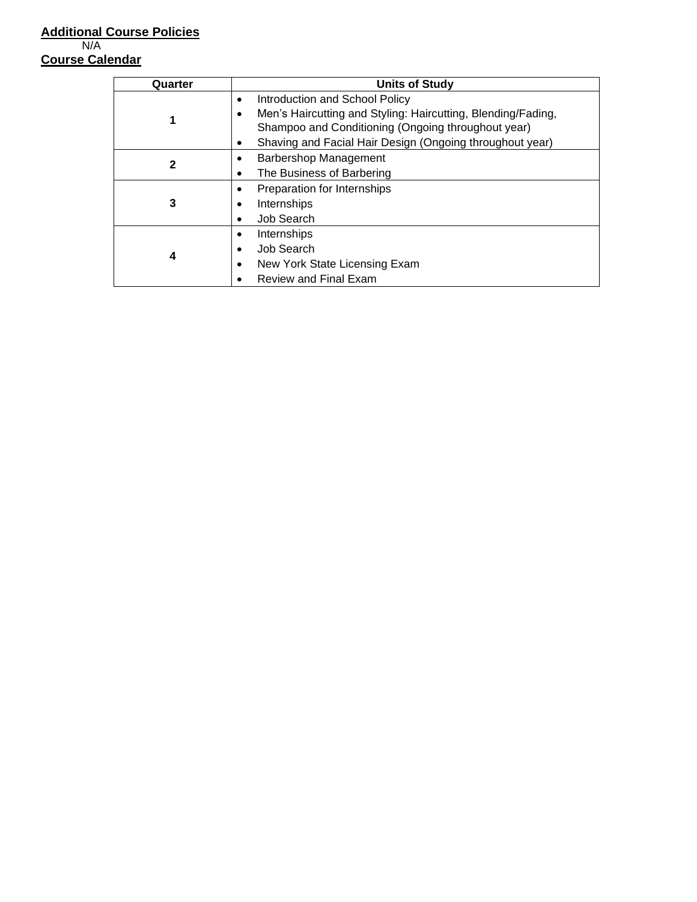**Additional Course Policies**

N/A

**Course Calendar**

| Quarter | Units of Study |
|---|---|
| 1 | • Introduction and School Policy<br>• Men’s Haircutting and Styling: Haircutting, Blending/Fading, Shampoo and Conditioning (Ongoing throughout year)<br>• Shaving and Facial Hair Design (Ongoing throughout year) |
| 2 | • Barbershop Management<br>• The Business of Barbering |
| 3 | • Preparation for Internships<br>• Internships<br>• Job Search |
| 4 | • Internships<br>• Job Search<br>• New York State Licensing Exam<br>• Review and Final Exam |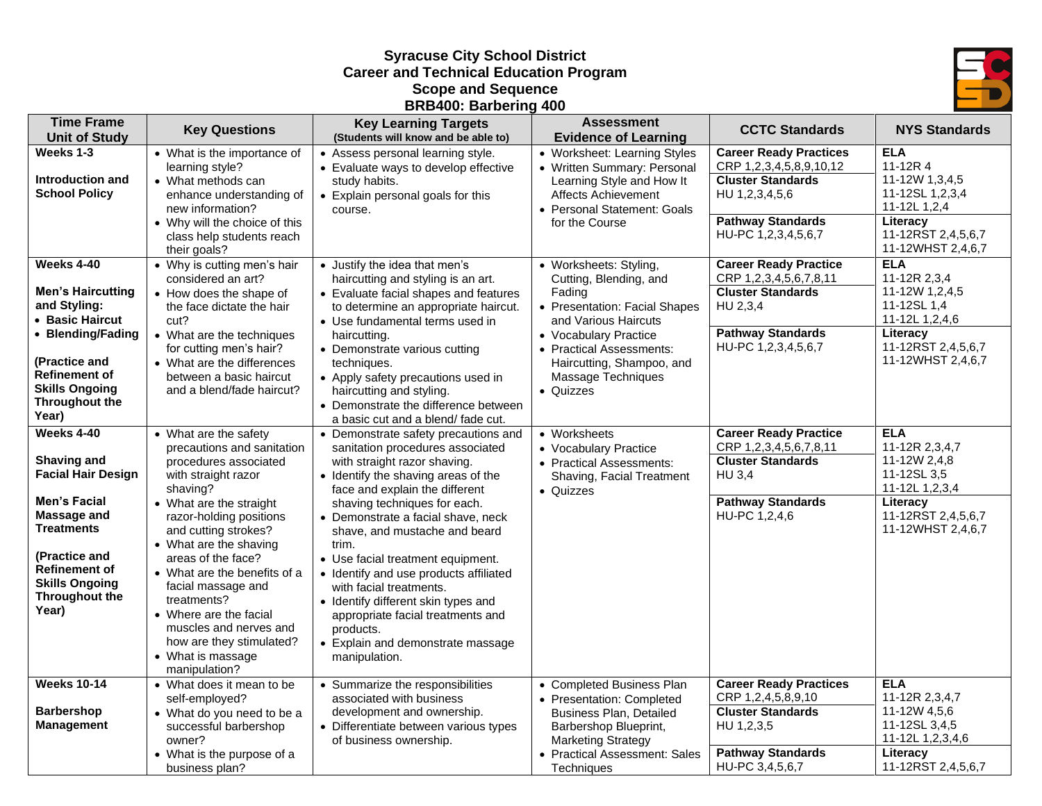# Syracuse City School District
## Career and Technical Education Program
## Scope and Sequence
## BRB400: Barbering 400

| Time Frame Unit of Study | Key Questions | Key Learning Targets (Students will know and be able to) | Assessment Evidence of Learning | CCTC Standards | NYS Standards |
|---|---|---|---|---|---|
| **Weeks 1-3**<br><br>**Introduction and School Policy** | • What is the importance of learning style?<br>• What methods can enhance understanding of new information?<br>• Why will the choice of this class help students reach their goals? | • Assess personal learning style.<br>• Evaluate ways to develop effective study habits.<br>• Explain personal goals for this course. | • Worksheet: Learning Styles<br>• Written Summary: Personal Learning Style and How It Affects Achievement<br>• Personal Statement: Goals for the Course | **Career Ready Practices**<br>CRP 1,2,3,4,5,8,9,10,12<br>**Cluster Standards**<br>HU 1,2,3,4,5,6<br>**Pathway Standards**<br>HU-PC 1,2,3,4,5,6,7 | **ELA**<br>11-12R 4<br>11-12W 1,3,4,5<br>11-12SL 1,2,3,4<br>11-12L 1,2,4<br>**Literacy**<br>11-12RST 2,4,5,6,7<br>11-12WHST 2,4,6,7 |
| **Weeks 4-40**<br><br>**Men's Haircutting and Styling:**<br>• **Basic Haircut**<br>• **Blending/Fading**<br><br>**(Practice and Refinement of Skills Ongoing Throughout the Year)** | • Why is cutting men's hair considered an art?<br>• How does the shape of the face dictate the hair cut?<br>• What are the techniques for cutting men's hair?<br>• What are the differences between a basic haircut and a blend/fade haircut? | • Justify the idea that men's haircutting and styling is an art.<br>• Evaluate facial shapes and features to determine an appropriate haircut.<br>• Use fundamental terms used in haircutting.<br>• Demonstrate various cutting techniques.<br>• Apply safety precautions used in haircutting and styling.<br>• Demonstrate the difference between a basic cut and a blend/ fade cut. | • Worksheets: Styling, Cutting, Blending, and Fading<br>• Presentation: Facial Shapes and Various Haircuts<br>• Vocabulary Practice<br>• Practical Assessments: Haircutting, Shampoo, and Massage Techniques<br>• Quizzes | **Career Ready Practice**<br>CRP 1,2,3,4,5,6,7,8,11<br>**Cluster Standards**<br>HU 2,3,4<br>**Pathway Standards**<br>HU-PC 1,2,3,4,5,6,7 | **ELA**<br>11-12R 2,3,4<br>11-12W 1,2,4,5<br>11-12SL 1,4<br>11-12L 1,2,4,6<br>**Literacy**<br>11-12RST 2,4,5,6,7<br>11-12WHST 2,4,6,7 |
| **Weeks 4-40**<br><br>**Shaving and Facial Hair Design**<br><br>**Men's Facial Massage and Treatments**<br><br>**(Practice and Refinement of Skills Ongoing Throughout the Year)** | • What are the safety precautions and sanitation procedures associated with straight razor shaving?<br>• What are the straight razor-holding positions and cutting strokes?<br>• What are the shaving areas of the face?<br>• What are the benefits of a facial massage and treatments?<br>• Where are the facial muscles and nerves and how are they stimulated?<br>• What is massage manipulation? | • Demonstrate safety precautions and sanitation procedures associated with straight razor shaving.<br>• Identify the shaving areas of the face and explain the different shaving techniques for each.<br>• Demonstrate a facial shave, neck shave, and mustache and beard trim.<br>• Use facial treatment equipment.<br>• Identify and use products affiliated with facial treatments.<br>• Identify different skin types and appropriate facial treatments and products.<br>• Explain and demonstrate massage manipulation. | • Worksheets<br>• Vocabulary Practice<br>• Practical Assessments: Shaving, Facial Treatment<br>• Quizzes | **Career Ready Practice**<br>CRP 1,2,3,4,5,6,7,8,11<br>**Cluster Standards**<br>HU 3,4<br>**Pathway Standards**<br>HU-PC 1,2,4,6 | **ELA**<br>11-12R 2,3,4,7<br>11-12W 2,4,8<br>11-12SL 3,5<br>11-12L 1,2,3,4<br>**Literacy**<br>11-12RST 2,4,5,6,7<br>11-12WHST 2,4,6,7 |
| **Weeks 10-14**<br><br>**Barbershop Management** | • What does it mean to be self-employed?<br>• What do you need to be a successful barbershop owner?<br>• What is the purpose of a business plan? | • Summarize the responsibilities associated with business development and ownership.<br>• Differentiate between various types of business ownership. | • Completed Business Plan<br>• Presentation: Completed Business Plan, Detailed Barbershop Blueprint, Marketing Strategy<br>• Practical Assessment: Sales Techniques | **Career Ready Practices**<br>CRP 1,2,4,5,8,9,10<br>**Cluster Standards**<br>HU 1,2,3,5<br>**Pathway Standards**<br>HU-PC 3,4,5,6,7 | **ELA**<br>11-12R 2,3,4,7<br>11-12W 4,5,6<br>11-12SL 3,4,5<br>11-12L 1,2,3,4,6<br>**Literacy**<br>11-12RST 2,4,5,6,7 |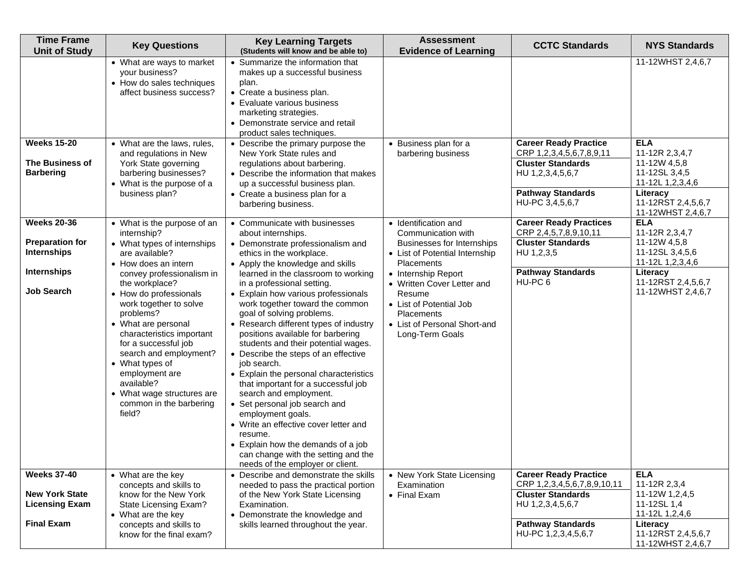| Time Frame Unit of Study | Key Questions | Key Learning Targets (Students will know and be able to) | Assessment Evidence of Learning | CCTC Standards | NYS Standards |
|---|---|---|---|---|---|
| | • What are ways to market your business?<br>• How do sales techniques affect business success? | • Summarize the information that makes up a successful business plan.<br>• Create a business plan.<br>• Evaluate various business marketing strategies.<br>• Demonstrate service and retail product sales techniques. | | | 11-12WHST 2,4,6,7 |
| **Weeks 15-20**<br><br>**The Business of Barbering** | • What are the laws, rules, and regulations in New York State governing barbering businesses?<br>• What is the purpose of a business plan? | • Describe the primary purpose the New York State rules and regulations about barbering.<br>• Describe the information that makes up a successful business plan.<br>• Create a business plan for a barbering business. | • Business plan for a barbering business | **Career Ready Practice**<br>CRP 1,2,3,4,5,6,7,8,9,11<br>**Cluster Standards**<br>HU 1,2,3,4,5,6,7<br>**Pathway Standards**<br>HU-PC 3,4,5,6,7 | **ELA**<br>11-12R 2,3,4,7<br>11-12W 4,5,8<br>11-12SL 3,4,5<br>11-12L 1,2,3,4,6<br>**Literacy**<br>11-12RST 2,4,5,6,7<br>11-12WHST 2,4,6,7 |
| **Weeks 20-36**<br><br>**Preparation for Internships**<br><br>**Internships**<br><br>**Job Search** | • What is the purpose of an internship?<br>• What types of internships are available?<br>• How does an intern convey professionalism in the workplace?<br>• How do professionals work together to solve problems?<br>• What are personal characteristics important for a successful job search and employment?<br>• What types of employment are available?<br>• What wage structures are common in the barbering field? | • Communicate with businesses about internships.<br>• Demonstrate professionalism and ethics in the workplace.<br>• Apply the knowledge and skills learned in the classroom to working in a professional setting.<br>• Explain how various professionals work together toward the common goal of solving problems.<br>• Research different types of industry positions available for barbering students and their potential wages.<br>• Describe the steps of an effective job search.<br>• Explain the personal characteristics that important for a successful job search and employment.<br>• Set personal job search and employment goals.<br>• Write an effective cover letter and resume.<br>• Explain how the demands of a job can change with the setting and the needs of the employer or client. | • Identification and Communication with Businesses for Internships<br>• List of Potential Internship Placements<br>• Internship Report<br>• Written Cover Letter and Resume<br>• List of Potential Job Placements<br>• List of Personal Short-and Long-Term Goals | **Career Ready Practices**<br>CRP 2,4,5,7,8,9,10,11<br>**Cluster Standards**<br>HU 1,2,3,5<br>**Pathway Standards**<br>HU-PC 6 | **ELA**<br>11-12R 2,3,4,7<br>11-12W 4,5,8<br>11-12SL 3,4,5,6<br>11-12L 1,2,3,4,6<br>**Literacy**<br>11-12RST 2,4,5,6,7<br>11-12WHST 2,4,6,7 |
| **Weeks 37-40**<br><br>**New York State Licensing Exam**<br><br>**Final Exam** | • What are the key concepts and skills to know for the New York State Licensing Exam?<br>• What are the key concepts and skills to know for the final exam? | • Describe and demonstrate the skills needed to pass the practical portion of the New York State Licensing Examination.<br>• Demonstrate the knowledge and skills learned throughout the year. | • New York State Licensing Examination<br>• Final Exam | **Career Ready Practice**<br>CRP 1,2,3,4,5,6,7,8,9,10,11<br>**Cluster Standards**<br>HU 1,2,3,4,5,6,7<br>**Pathway Standards**<br>HU-PC 1,2,3,4,5,6,7 | **ELA**<br>11-12R 2,3,4<br>11-12W 1,2,4,5<br>11-12SL 1,4<br>11-12L 1,2,4,6<br>**Literacy**<br>11-12RST 2,4,5,6,7<br>11-12WHST 2,4,6,7 |